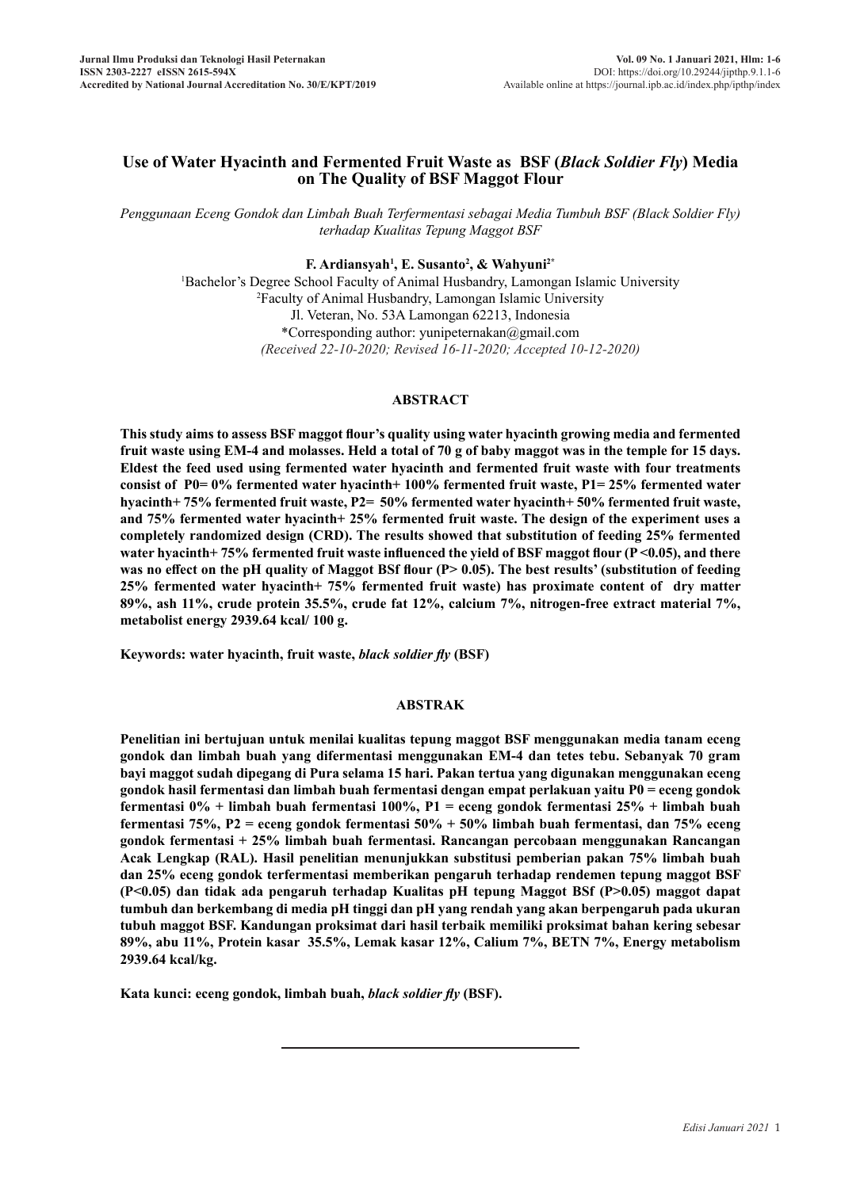# Use of Water Hyacinth and Fermented Fruit Waste as BSF (*Black Soldier Fly*) Media on The Quality of BSF Maggot Flour

*Penggunaan Eceng Gondok dan Limbah Buah Terfermentasi sebagai Media Tumbuh BSF (Black Soldier Fly) terhadap Kualitas Tepung Maggot BSF*

**F. Ardiansyah[1], E. Susanto[2], & Wahyuni[2*]**

[1]Bachelor's Degree School Faculty of Animal Husbandry, Lamongan Islamic University
[2]Faculty of Animal Husbandry, Lamongan Islamic University
Jl. Veteran, No. 53A Lamongan 62213, Indonesia
*Corresponding author: yunipeternakan@gmail.com
*(Received 22-10-2020; Revised 16-11-2020; Accepted 10-12-2020)*

## ABSTRACT

**This study aims to assess BSF maggot flour's quality using water hyacinth growing media and fermented fruit waste using EM-4 and molasses. Held a total of 70 g of baby maggot was in the temple for 15 days. Eldest the feed used using fermented water hyacinth and fermented fruit waste with four treatments consist of P0= 0% fermented water hyacinth+ 100% fermented fruit waste, P1= 25% fermented water hyacinth+ 75% fermented fruit waste, P2= 50% fermented water hyacinth+ 50% fermented fruit waste, and 75% fermented water hyacinth+ 25% fermented fruit waste. The design of the experiment uses a completely randomized design (CRD). The results showed that substitution of feeding 25% fermented water hyacinth+ 75% fermented fruit waste influenced the yield of BSF maggot flour (P <0.05), and there was no effect on the pH quality of Maggot BSf flour (P> 0.05). The best results' (substitution of feeding 25% fermented water hyacinth+ 75% fermented fruit waste) has proximate content of dry matter 89%, ash 11%, crude protein 35.5%, crude fat 12%, calcium 7%, nitrogen-free extract material 7%, metabolist energy 2939.64 kcal/ 100 g.**

**Keywords: water hyacinth, fruit waste, *black soldier fly* (BSF)**

## ABSTRAK

**Penelitian ini bertujuan untuk menilai kualitas tepung maggot BSF menggunakan media tanam eceng gondok dan limbah buah yang difermentasi menggunakan EM-4 dan tetes tebu. Sebanyak 70 gram bayi maggot sudah dipegang di Pura selama 15 hari. Pakan tertua yang digunakan menggunakan eceng gondok hasil fermentasi dan limbah buah fermentasi dengan empat perlakuan yaitu P0 = eceng gondok fermentasi 0% + limbah buah fermentasi 100%, P1 = eceng gondok fermentasi 25% + limbah buah fermentasi 75%, P2 = eceng gondok fermentasi 50% + 50% limbah buah fermentasi, dan 75% eceng gondok fermentasi + 25% limbah buah fermentasi. Rancangan percobaan menggunakan Rancangan Acak Lengkap (RAL). Hasil penelitian menunjukkan substitusi pemberian pakan 75% limbah buah dan 25% eceng gondok terfermentasi memberikan pengaruh terhadap rendemen tepung maggot BSF (P<0.05) dan tidak ada pengaruh terhadap Kualitas pH tepung Maggot BSf (P>0.05) maggot dapat tumbuh dan berkembang di media pH tinggi dan pH yang rendah yang akan berpengaruh pada ukuran tubuh maggot BSF. Kandungan proksimat dari hasil terbaik memiliki proksimat bahan kering sebesar 89%, abu 11%, Protein kasar 35.5%, Lemak kasar 12%, Calium 7%, BETN 7%, Energy metabolism 2939.64 kcal/kg.**

**Kata kunci: eceng gondok, limbah buah, *black soldier fly* (BSF).**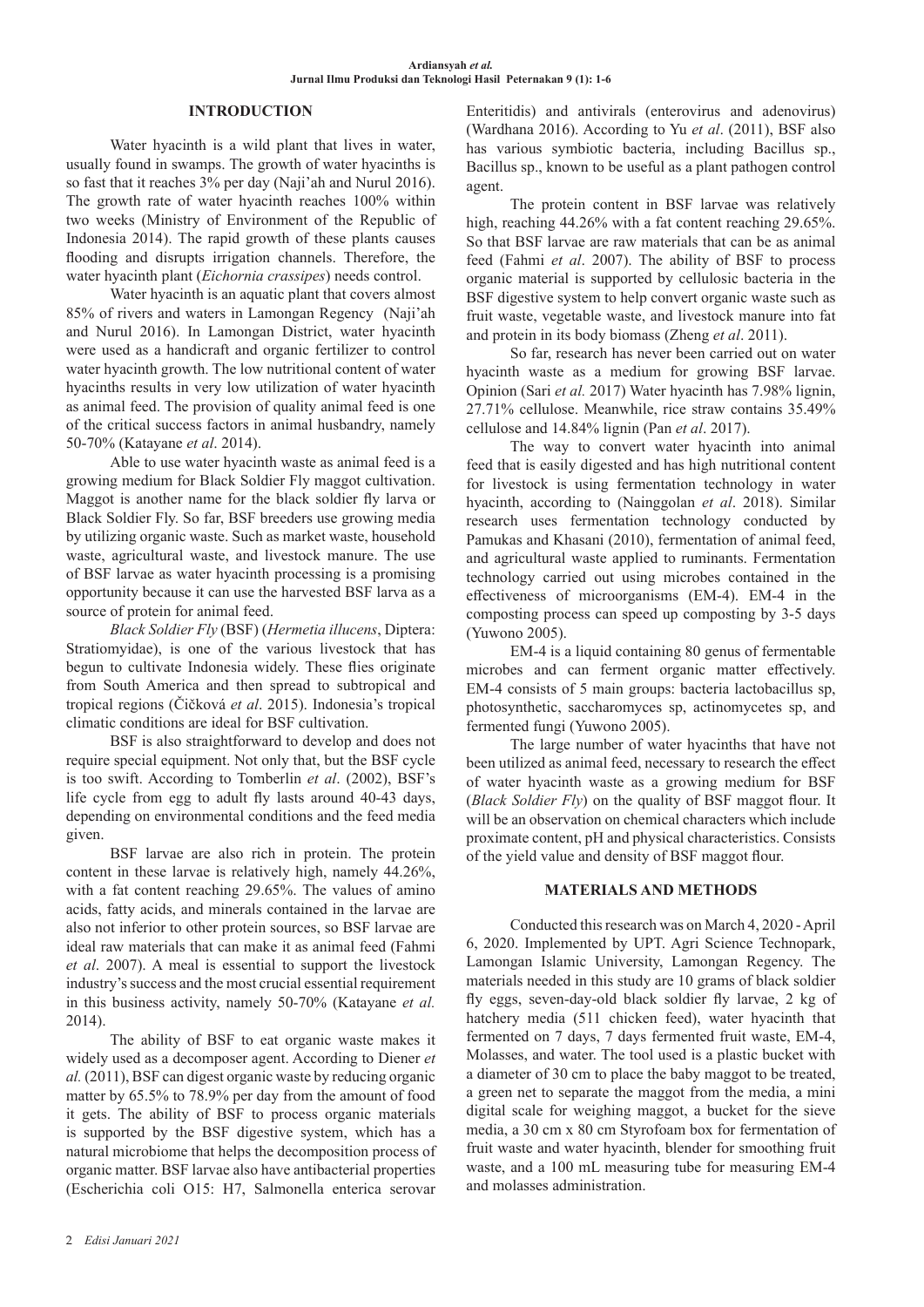## INTRODUCTION

Water hyacinth is a wild plant that lives in water, usually found in swamps. The growth of water hyacinths is so fast that it reaches 3% per day (Naji'ah and Nurul 2016). The growth rate of water hyacinth reaches 100% within two weeks (Ministry of Environment of the Republic of Indonesia 2014). The rapid growth of these plants causes flooding and disrupts irrigation channels. Therefore, the water hyacinth plant (*Eichornia crassipes*) needs control.

Water hyacinth is an aquatic plant that covers almost 85% of rivers and waters in Lamongan Regency (Naji'ah and Nurul 2016). In Lamongan District, water hyacinth were used as a handicraft and organic fertilizer to control water hyacinth growth. The low nutritional content of water hyacinths results in very low utilization of water hyacinth as animal feed. The provision of quality animal feed is one of the critical success factors in animal husbandry, namely 50-70% (Katayane *et al*. 2014).

Able to use water hyacinth waste as animal feed is a growing medium for Black Soldier Fly maggot cultivation. Maggot is another name for the black soldier fly larva or Black Soldier Fly. So far, BSF breeders use growing media by utilizing organic waste. Such as market waste, household waste, agricultural waste, and livestock manure. The use of BSF larvae as water hyacinth processing is a promising opportunity because it can use the harvested BSF larva as a source of protein for animal feed.

*Black Soldier Fly* (BSF) (*Hermetia illucens*, Diptera: Stratiomyidae), is one of the various livestock that has begun to cultivate Indonesia widely. These flies originate from South America and then spread to subtropical and tropical regions (Čičková *et al*. 2015). Indonesia's tropical climatic conditions are ideal for BSF cultivation.

BSF is also straightforward to develop and does not require special equipment. Not only that, but the BSF cycle is too swift. According to Tomberlin *et al*. (2002), BSF's life cycle from egg to adult fly lasts around 40-43 days, depending on environmental conditions and the feed media given.

BSF larvae are also rich in protein. The protein content in these larvae is relatively high, namely 44.26%, with a fat content reaching 29.65%. The values of amino acids, fatty acids, and minerals contained in the larvae are also not inferior to other protein sources, so BSF larvae are ideal raw materials that can make it as animal feed (Fahmi *et al*. 2007). A meal is essential to support the livestock industry's success and the most crucial essential requirement in this business activity, namely 50-70% (Katayane *et al.* 2014).

The ability of BSF to eat organic waste makes it widely used as a decomposer agent. According to Diener *et al.* (2011), BSF can digest organic waste by reducing organic matter by 65.5% to 78.9% per day from the amount of food it gets. The ability of BSF to process organic materials is supported by the BSF digestive system, which has a natural microbiome that helps the decomposition process of organic matter. BSF larvae also have antibacterial properties (Escherichia coli O15: H7, Salmonella enterica serovar Enteritidis) and antivirals (enterovirus and adenovirus) (Wardhana 2016). According to Yu *et al*. (2011), BSF also has various symbiotic bacteria, including Bacillus sp., Bacillus sp., known to be useful as a plant pathogen control agent.

The protein content in BSF larvae was relatively high, reaching 44.26% with a fat content reaching 29.65%. So that BSF larvae are raw materials that can be as animal feed (Fahmi *et al*. 2007). The ability of BSF to process organic material is supported by cellulosic bacteria in the BSF digestive system to help convert organic waste such as fruit waste, vegetable waste, and livestock manure into fat and protein in its body biomass (Zheng *et al*. 2011).

So far, research has never been carried out on water hyacinth waste as a medium for growing BSF larvae. Opinion (Sari *et al.* 2017) Water hyacinth has 7.98% lignin, 27.71% cellulose. Meanwhile, rice straw contains 35.49% cellulose and 14.84% lignin (Pan *et al*. 2017).

The way to convert water hyacinth into animal feed that is easily digested and has high nutritional content for livestock is using fermentation technology in water hyacinth, according to (Nainggolan *et al*. 2018). Similar research uses fermentation technology conducted by Pamukas and Khasani (2010), fermentation of animal feed, and agricultural waste applied to ruminants. Fermentation technology carried out using microbes contained in the effectiveness of microorganisms (EM-4). EM-4 in the composting process can speed up composting by 3-5 days (Yuwono 2005).

EM-4 is a liquid containing 80 genus of fermentable microbes and can ferment organic matter effectively. EM-4 consists of 5 main groups: bacteria lactobacillus sp, photosynthetic, saccharomyces sp, actinomycetes sp, and fermented fungi (Yuwono 2005).

The large number of water hyacinths that have not been utilized as animal feed, necessary to research the effect of water hyacinth waste as a growing medium for BSF (*Black Soldier Fly*) on the quality of BSF maggot flour. It will be an observation on chemical characters which include proximate content, pH and physical characteristics. Consists of the yield value and density of BSF maggot flour.

## MATERIALS AND METHODS

Conducted this research was on March 4, 2020 - April 6, 2020. Implemented by UPT. Agri Science Technopark, Lamongan Islamic University, Lamongan Regency. The materials needed in this study are 10 grams of black soldier fly eggs, seven-day-old black soldier fly larvae, 2 kg of hatchery media (511 chicken feed), water hyacinth that fermented on 7 days, 7 days fermented fruit waste, EM-4, Molasses, and water. The tool used is a plastic bucket with a diameter of 30 cm to place the baby maggot to be treated, a green net to separate the maggot from the media, a mini digital scale for weighing maggot, a bucket for the sieve media, a 30 cm x 80 cm Styrofoam box for fermentation of fruit waste and water hyacinth, blender for smoothing fruit waste, and a 100 mL measuring tube for measuring EM-4 and molasses administration.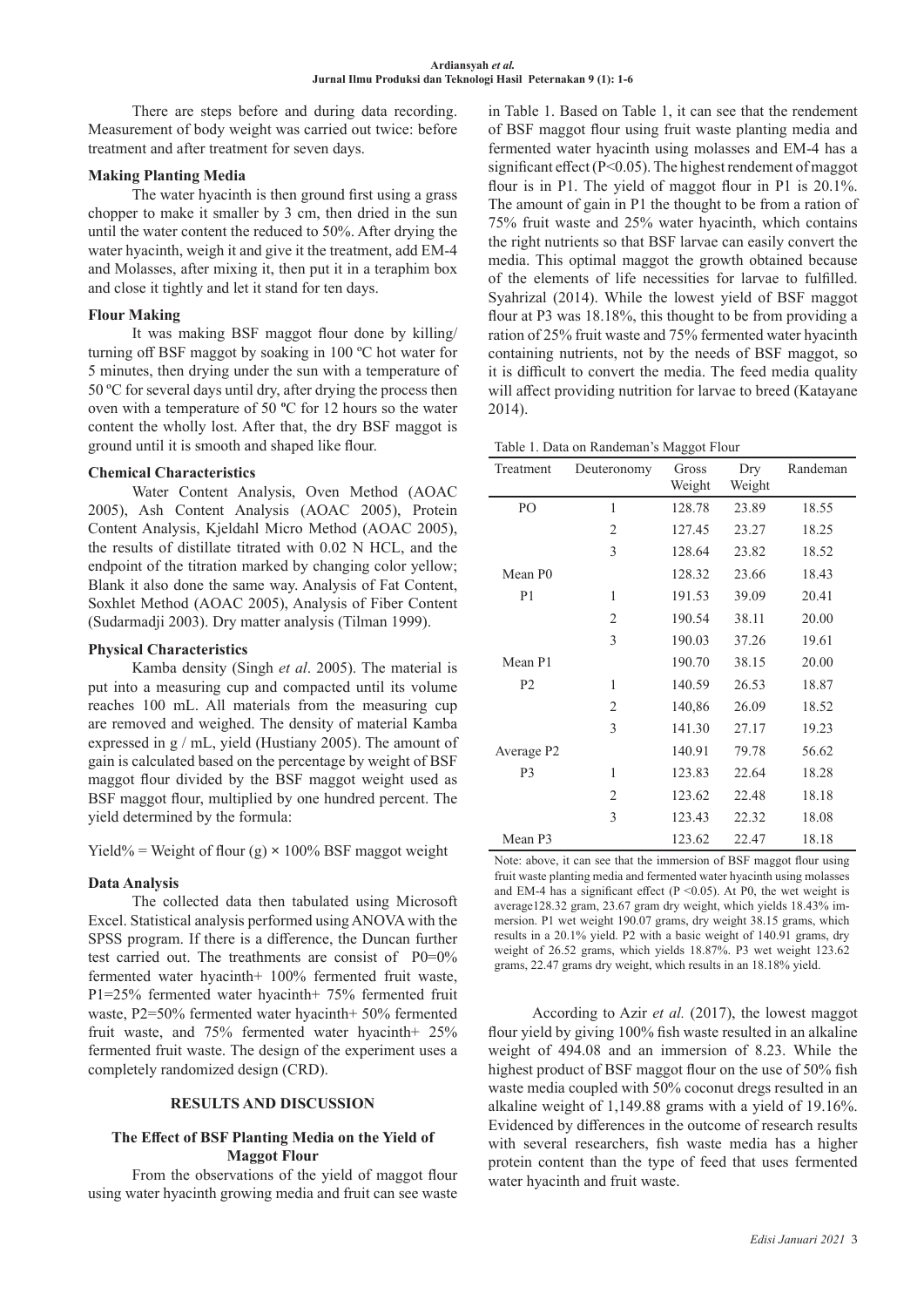There are steps before and during data recording. Measurement of body weight was carried out twice: before treatment and after treatment for seven days.

**Making Planting Media**

The water hyacinth is then ground first using a grass chopper to make it smaller by 3 cm, then dried in the sun until the water content the reduced to 50%. After drying the water hyacinth, weigh it and give it the treatment, add EM-4 and Molasses, after mixing it, then put it in a teraphim box and close it tightly and let it stand for ten days.

**Flour Making**

It was making BSF maggot flour done by killing/ turning off BSF maggot by soaking in 100 ºC hot water for 5 minutes, then drying under the sun with a temperature of 50 ºC for several days until dry, after drying the process then oven with a temperature of 50 ºC for 12 hours so the water content the wholly lost. After that, the dry BSF maggot is ground until it is smooth and shaped like flour.

**Chemical Characteristics**

Water Content Analysis, Oven Method (AOAC 2005), Ash Content Analysis (AOAC 2005), Protein Content Analysis, Kjeldahl Micro Method (AOAC 2005), the results of distillate titrated with 0.02 N HCL, and the endpoint of the titration marked by changing color yellow; Blank it also done the same way. Analysis of Fat Content, Soxhlet Method (AOAC 2005), Analysis of Fiber Content (Sudarmadji 2003). Dry matter analysis (Tilman 1999).

**Physical Characteristics**

Kamba density (Singh *et al*. 2005). The material is put into a measuring cup and compacted until its volume reaches 100 mL. All materials from the measuring cup are removed and weighed. The density of material Kamba expressed in g / mL, yield (Hustiany 2005). The amount of gain is calculated based on the percentage by weight of BSF maggot flour divided by the BSF maggot weight used as BSF maggot flour, multiplied by one hundred percent. The yield determined by the formula:

Yield% = Weight of flour (g) × 100% BSF maggot weight

**Data Analysis**

The collected data then tabulated using Microsoft Excel. Statistical analysis performed using ANOVA with the SPSS program. If there is a difference, the Duncan further test carried out. The treathments are consist of P0=0% fermented water hyacinth+ 100% fermented fruit waste, P1=25% fermented water hyacinth+ 75% fermented fruit waste, P2=50% fermented water hyacinth+ 50% fermented fruit waste, and 75% fermented water hyacinth+ 25% fermented fruit waste. The design of the experiment uses a completely randomized design (CRD).

## RESULTS AND DISCUSSION

### The Effect of BSF Planting Media on the Yield of Maggot Flour

From the observations of the yield of maggot flour using water hyacinth growing media and fruit can see waste in Table 1. Based on Table 1, it can see that the rendement of BSF maggot flour using fruit waste planting media and fermented water hyacinth using molasses and EM-4 has a significant effect ($P<0.05$). The highest rendement of maggot flour is in P1. The yield of maggot flour in P1 is 20.1%. The amount of gain in P1 the thought to be from a ration of 75% fruit waste and 25% water hyacinth, which contains the right nutrients so that BSF larvae can easily convert the media. This optimal maggot the growth obtained because of the elements of life necessities for larvae to fulfilled. Syahrizal (2014). While the lowest yield of BSF maggot flour at P3 was 18.18%, this thought to be from providing a ration of 25% fruit waste and 75% fermented water hyacinth containing nutrients, not by the needs of BSF maggot, so it is difficult to convert the media. The feed media quality will affect providing nutrition for larvae to breed (Katayane 2014).

Table 1. Data on Randeman's Maggot Flour

| Treatment | Deuteronomy | Gross Weight | Dry Weight | Randeman |
|---|---|---|---|---|
| PO | 1 | 128.78 | 23.89 | 18.55 |
| | 2 | 127.45 | 23.27 | 18.25 |
| | 3 | 128.64 | 23.82 | 18.52 |
| Mean P0 | | 128.32 | 23.66 | 18.43 |
| P1 | 1 | 191.53 | 39.09 | 20.41 |
| | 2 | 190.54 | 38.11 | 20.00 |
| | 3 | 190.03 | 37.26 | 19.61 |
| Mean P1 | | 190.70 | 38.15 | 20.00 |
| P2 | 1 | 140.59 | 26.53 | 18.87 |
| | 2 | 140,86 | 26.09 | 18.52 |
| | 3 | 141.30 | 27.17 | 19.23 |
| Average P2 | | 140.91 | 79.78 | 56.62 |
| P3 | 1 | 123.83 | 22.64 | 18.28 |
| | 2 | 123.62 | 22.48 | 18.18 |
| | 3 | 123.43 | 22.32 | 18.08 |
| Mean P3 | | 123.62 | 22.47 | 18.18 |

Note: above, it can see that the immersion of BSF maggot flour using fruit waste planting media and fermented water hyacinth using molasses and EM-4 has a significant effect ($P<0.05$). At P0, the wet weight is average128.32 gram, 23.67 gram dry weight, which yields 18.43% immersion. P1 wet weight 190.07 grams, dry weight 38.15 grams, which results in a 20.1% yield. P2 with a basic weight of 140.91 grams, dry weight of 26.52 grams, which yields 18.87%. P3 wet weight 123.62 grams, 22.47 grams dry weight, which results in an 18.18% yield.

According to Azir *et al.* (2017), the lowest maggot flour yield by giving 100% fish waste resulted in an alkaline weight of 494.08 and an immersion of 8.23. While the highest product of BSF maggot flour on the use of 50% fish waste media coupled with 50% coconut dregs resulted in an alkaline weight of 1,149.88 grams with a yield of 19.16%. Evidenced by differences in the outcome of research results with several researchers, fish waste media has a higher protein content than the type of feed that uses fermented water hyacinth and fruit waste.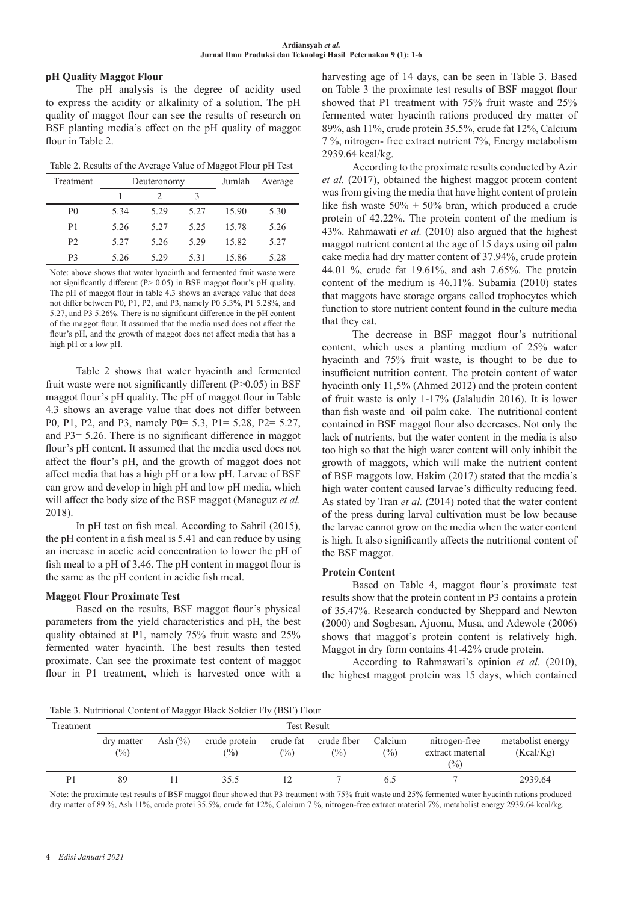### pH Quality Maggot Flour

The pH analysis is the degree of acidity used to express the acidity or alkalinity of a solution. The pH quality of maggot flour can see the results of research on BSF planting media's effect on the pH quality of maggot flour in Table 2.

Table 2. Results of the Average Value of Maggot Flour pH Test

| Treatment | Deuteronomy | | | Jumlah | Average |
|---|---|---|---|---|---|
| | 1 | 2 | 3 | | |
| P0 | 5.34 | 5.29 | 5.27 | 15.90 | 5.30 |
| P1 | 5.26 | 5.27 | 5.25 | 15.78 | 5.26 |
| P2 | 5.27 | 5.26 | 5.29 | 15.82 | 5.27 |
| P3 | 5.26 | 5.29 | 5.31 | 15.86 | 5.28 |

Note: above shows that water hyacinth and fermented fruit waste were not significantly different (P> 0.05) in BSF maggot flour's pH quality. The pH of maggot flour in table 4.3 shows an average value that does not differ between P0, P1, P2, and P3, namely P0 5.3%, P1 5.28%, and 5.27, and P3 5.26%. There is no significant difference in the pH content of the maggot flour. It assumed that the media used does not affect the flour's pH, and the growth of maggot does not affect media that has a high pH or a low pH.

Table 2 shows that water hyacinth and fermented fruit waste were not significantly different (P>0.05) in BSF maggot flour's pH quality. The pH of maggot flour in Table 4.3 shows an average value that does not differ between P0, P1, P2, and P3, namely P0= 5.3, P1= 5.28, P2= 5.27, and P3= 5.26. There is no significant difference in maggot flour's pH content. It assumed that the media used does not affect the flour's pH, and the growth of maggot does not affect media that has a high pH or a low pH. Larvae of BSF can grow and develop in high pH and low pH media, which will affect the body size of the BSF maggot (Maneguz *et al.* 2018).

In pH test on fish meal. According to Sahril (2015), the pH content in a fish meal is 5.41 and can reduce by using an increase in acetic acid concentration to lower the pH of fish meal to a pH of 3.46. The pH content in maggot flour is the same as the pH content in acidic fish meal.

### Maggot Flour Proximate Test

Based on the results, BSF maggot flour's physical parameters from the yield characteristics and pH, the best quality obtained at P1, namely 75% fruit waste and 25% fermented water hyacinth. The best results then tested proximate. Can see the proximate test content of maggot flour in P1 treatment, which is harvested once with a harvesting age of 14 days, can be seen in Table 3. Based on Table 3 the proximate test results of BSF maggot flour showed that P1 treatment with 75% fruit waste and 25% fermented water hyacinth rations produced dry matter of 89%, ash 11%, crude protein 35.5%, crude fat 12%, Calcium 7 %, nitrogen- free extract nutrient 7%, Energy metabolism 2939.64 kcal/kg.

According to the proximate results conducted by Azir *et al.* (2017), obtained the highest maggot protein content was from giving the media that have hight content of protein like fish waste 50% + 50% bran, which produced a crude protein of 42.22%. The protein content of the medium is 43%. Rahmawati *et al.* (2010) also argued that the highest maggot nutrient content at the age of 15 days using oil palm cake media had dry matter content of 37.94%, crude protein 44.01 %, crude fat 19.61%, and ash 7.65%. The protein content of the medium is 46.11%. Subamia (2010) states that maggots have storage organs called trophocytes which function to store nutrient content found in the culture media that they eat.

The decrease in BSF maggot flour's nutritional content, which uses a planting medium of 25% water hyacinth and 75% fruit waste, is thought to be due to insufficient nutrition content. The protein content of water hyacinth only 11,5% (Ahmed 2012) and the protein content of fruit waste is only 1-17% (Jalaludin 2016). It is lower than fish waste and oil palm cake. The nutritional content contained in BSF maggot flour also decreases. Not only the lack of nutrients, but the water content in the media is also too high so that the high water content will only inhibit the growth of maggots, which will make the nutrient content of BSF maggots low. Hakim (2017) stated that the media's high water content caused larvae's difficulty reducing feed. As stated by Tran *et al.* (2014) noted that the water content of the press during larval cultivation must be low because the larvae cannot grow on the media when the water content is high. It also significantly affects the nutritional content of the BSF maggot.

### Protein Content

Based on Table 4, maggot flour's proximate test results show that the protein content in P3 contains a protein of 35.47%. Research conducted by Sheppard and Newton (2000) and Sogbesan, Ajuonu, Musa, and Adewole (2006) shows that maggot's protein content is relatively high. Maggot in dry form contains 41-42% crude protein.

According to Rahmawati's opinion *et al.* (2010), the highest maggot protein was 15 days, which contained

Table 3. Nutritional Content of Maggot Black Soldier Fly (BSF) Flour

| Treatment | Test Result | | | | | | | |
|---|---|---|---|---|---|---|---|---|
| | dry matter (%) | Ash (%) | crude protein (%) | crude fat (%) | crude fiber (%) | Calcium (%) | nitrogen-free extract material (%) | metabolist energy (Kcal/Kg) |
| P1 | 89 | 11 | 35.5 | 12 | 7 | 6.5 | 7 | 2939.64 |

Note: the proximate test results of BSF maggot flour showed that P3 treatment with 75% fruit waste and 25% fermented water hyacinth rations produced dry matter of 89.%, Ash 11%, crude protei 35.5%, crude fat 12%, Calcium 7 %, nitrogen-free extract material 7%, metabolist energy 2939.64 kcal/kg.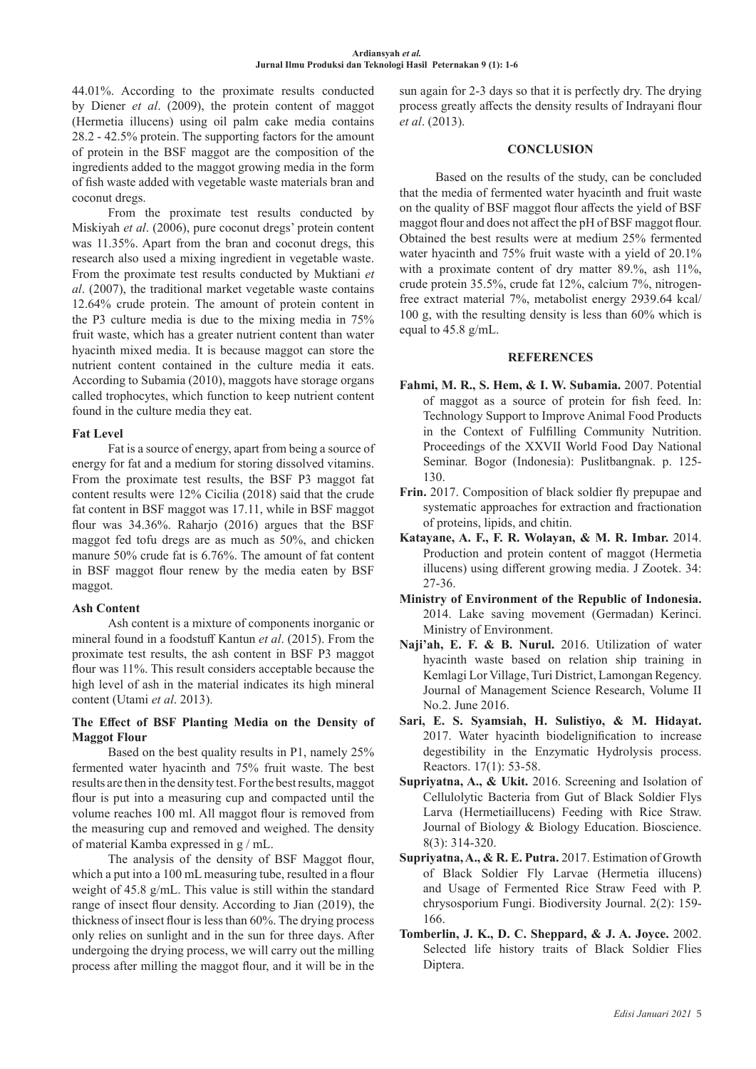44.01%. According to the proximate results conducted by Diener *et al*. (2009), the protein content of maggot (Hermetia illucens) using oil palm cake media contains 28.2 - 42.5% protein. The supporting factors for the amount of protein in the BSF maggot are the composition of the ingredients added to the maggot growing media in the form of fish waste added with vegetable waste materials bran and coconut dregs.

From the proximate test results conducted by Miskiyah *et al*. (2006), pure coconut dregs' protein content was 11.35%. Apart from the bran and coconut dregs, this research also used a mixing ingredient in vegetable waste. From the proximate test results conducted by Muktiani *et al*. (2007), the traditional market vegetable waste contains 12.64% crude protein. The amount of protein content in the P3 culture media is due to the mixing media in 75% fruit waste, which has a greater nutrient content than water hyacinth mixed media. It is because maggot can store the nutrient content contained in the culture media it eats. According to Subamia (2010), maggots have storage organs called trophocytes, which function to keep nutrient content found in the culture media they eat.

### Fat Level

Fat is a source of energy, apart from being a source of energy for fat and a medium for storing dissolved vitamins. From the proximate test results, the BSF P3 maggot fat content results were 12% Cicilia (2018) said that the crude fat content in BSF maggot was 17.11, while in BSF maggot flour was 34.36%. Raharjo (2016) argues that the BSF maggot fed tofu dregs are as much as 50%, and chicken manure 50% crude fat is 6.76%. The amount of fat content in BSF maggot flour renew by the media eaten by BSF maggot.

### Ash Content

Ash content is a mixture of components inorganic or mineral found in a foodstuff Kantun *et al*. (2015). From the proximate test results, the ash content in BSF P3 maggot flour was 11%. This result considers acceptable because the high level of ash in the material indicates its high mineral content (Utami *et al*. 2013).

### The Effect of BSF Planting Media on the Density of Maggot Flour

Based on the best quality results in P1, namely 25% fermented water hyacinth and 75% fruit waste. The best results are then in the density test. For the best results, maggot flour is put into a measuring cup and compacted until the volume reaches 100 ml. All maggot flour is removed from the measuring cup and removed and weighed. The density of material Kamba expressed in g / mL.

The analysis of the density of BSF Maggot flour, which a put into a 100 mL measuring tube, resulted in a flour weight of 45.8 g/mL. This value is still within the standard range of insect flour density. According to Jian (2019), the thickness of insect flour is less than 60%. The drying process only relies on sunlight and in the sun for three days. After undergoing the drying process, we will carry out the milling process after milling the maggot flour, and it will be in the sun again for 2-3 days so that it is perfectly dry. The drying process greatly affects the density results of Indrayani flour *et al*. (2013).

## CONCLUSION

Based on the results of the study, can be concluded that the media of fermented water hyacinth and fruit waste on the quality of BSF maggot flour affects the yield of BSF maggot flour and does not affect the pH of BSF maggot flour. Obtained the best results were at medium 25% fermented water hyacinth and 75% fruit waste with a yield of 20.1% with a proximate content of dry matter 89.%, ash 11%, crude protein 35.5%, crude fat 12%, calcium 7%, nitrogen-free extract material 7%, metabolist energy 2939.64 kcal/ 100 g, with the resulting density is less than 60% which is equal to 45.8 g/mL.

## REFERENCES

**Fahmi, M. R., S. Hem, & I. W. Subamia.** 2007. Potential of maggot as a source of protein for fish feed. In: Technology Support to Improve Animal Food Products in the Context of Fulfilling Community Nutrition. Proceedings of the XXVII World Food Day National Seminar. Bogor (Indonesia): Puslitbangnak. p. 125-130.

**Frin.** 2017. Composition of black soldier fly prepupae and systematic approaches for extraction and fractionation of proteins, lipids, and chitin.

**Katayane, A. F., F. R. Wolayan, & M. R. Imbar.** 2014. Production and protein content of maggot (Hermetia illucens) using different growing media. J Zootek. 34: 27-36.

**Ministry of Environment of the Republic of Indonesia.** 2014. Lake saving movement (Germadan) Kerinci. Ministry of Environment.

**Naji'ah, E. F. & B. Nurul.** 2016. Utilization of water hyacinth waste based on relation ship training in Kemlagi Lor Village, Turi District, Lamongan Regency. Journal of Management Science Research, Volume II No.2. June 2016.

**Sari, E. S. Syamsiah, H. Sulistiyo, & M. Hidayat.** 2017. Water hyacinth biodelignification to increase degestibility in the Enzymatic Hydrolysis process. Reactors. 17(1): 53-58.

**Supriyatna, A., & Ukit.** 2016. Screening and Isolation of Cellulolytic Bacteria from Gut of Black Soldier Flys Larva (Hermetiaillucens) Feeding with Rice Straw. Journal of Biology & Biology Education. Bioscience. 8(3): 314-320.

**Supriyatna, A., & R. E. Putra.** 2017. Estimation of Growth of Black Soldier Fly Larvae (Hermetia illucens) and Usage of Fermented Rice Straw Feed with P. chrysosporium Fungi. Biodiversity Journal. 2(2): 159-166.

**Tomberlin, J. K., D. C. Sheppard, & J. A. Joyce.** 2002. Selected life history traits of Black Soldier Flies Diptera.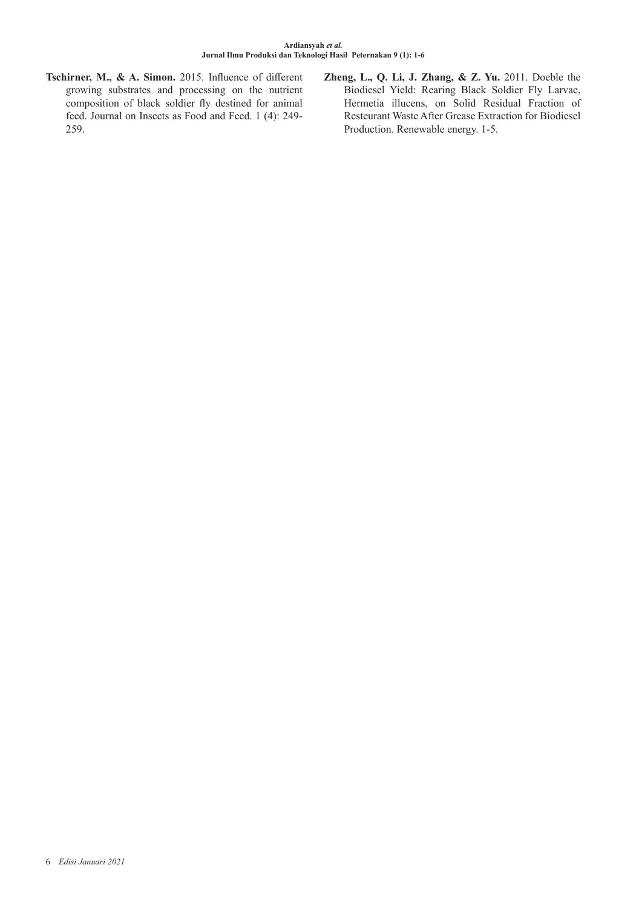**Tschirner, M., & A. Simon.** 2015. Influence of different growing substrates and processing on the nutrient composition of black soldier fly destined for animal feed. Journal on Insects as Food and Feed. 1 (4): 249-259.

**Zheng, L., Q. Li, J. Zhang, & Z. Yu.** 2011. Doeble the Biodiesel Yield: Rearing Black Soldier Fly Larvae, Hermetia illucens, on Solid Residual Fraction of Resteurant Waste After Grease Extraction for Biodiesel Production. Renewable energy. 1-5.